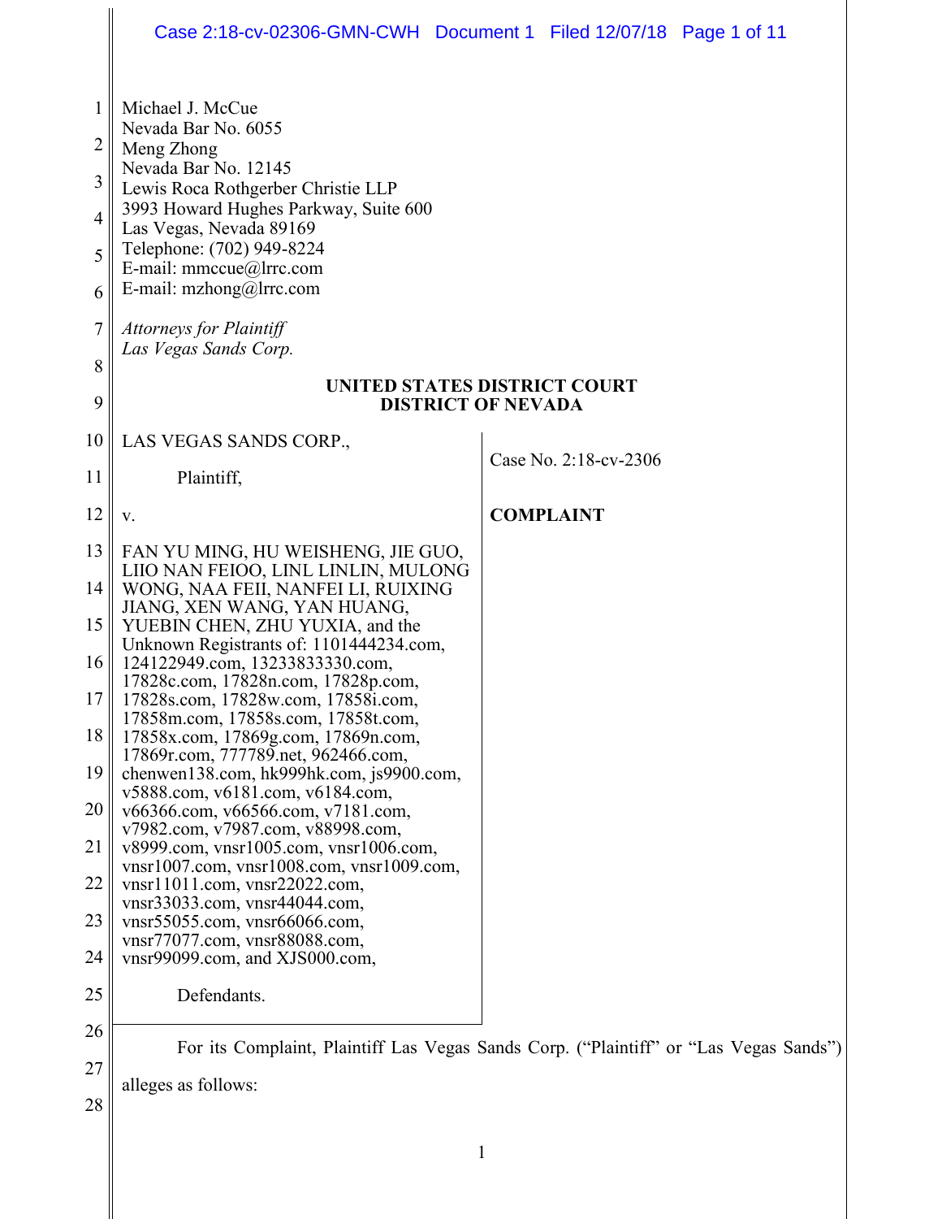Michael J. McCue
Nevada Bar No. 6055
Meng Zhong
Nevada Bar No. 12145
Lewis Roca Rothgerber Christie LLP
3993 Howard Hughes Parkway, Suite 600
Las Vegas, Nevada 89169
Telephone: (702) 949-8224
E-mail: mmccue@lrrc.com
E-mail: mzhong@lrrc.com

*Attorneys for Plaintiff*
*Las Vegas Sands Corp.*

**UNITED STATES DISTRICT COURT**
**DISTRICT OF NEVADA**

LAS VEGAS SANDS CORP.,

Plaintiff,

v.

FAN YU MING, HU WEISHENG, JIE GUO, LIIO NAN FEIOO, LINL LINLIN, MULONG WONG, NAA FEII, NANFEI LI, RUIXING JIANG, XEN WANG, YAN HUANG, YUEBIN CHEN, ZHU YUXIA, and the Unknown Registrants of: 1101444234.com, 124122949.com, 13233833330.com, 17828c.com, 17828n.com, 17828p.com, 17828s.com, 17828w.com, 17858i.com, 17858m.com, 17858s.com, 17858t.com, 17858x.com, 17869g.com, 17869n.com, 17869r.com, 777789.net, 962466.com, chenwen138.com, hk999hk.com, js9900.com, v5888.com, v6181.com, v6184.com, v66366.com, v66566.com, v7181.com, v7982.com, v7987.com, v88998.com, v8999.com, vnsr1005.com, vnsr1006.com, vnsr1007.com, vnsr1008.com, vnsr1009.com, vnsr11011.com, vnsr22022.com, vnsr33033.com, vnsr44044.com, vnsr55055.com, vnsr66066.com, vnsr77077.com, vnsr88088.com, vnsr99099.com, and XJS000.com,

Defendants.

Case No. 2:18-cv-2306

**COMPLAINT**

For its Complaint, Plaintiff Las Vegas Sands Corp. ("Plaintiff" or "Las Vegas Sands") alleges as follows: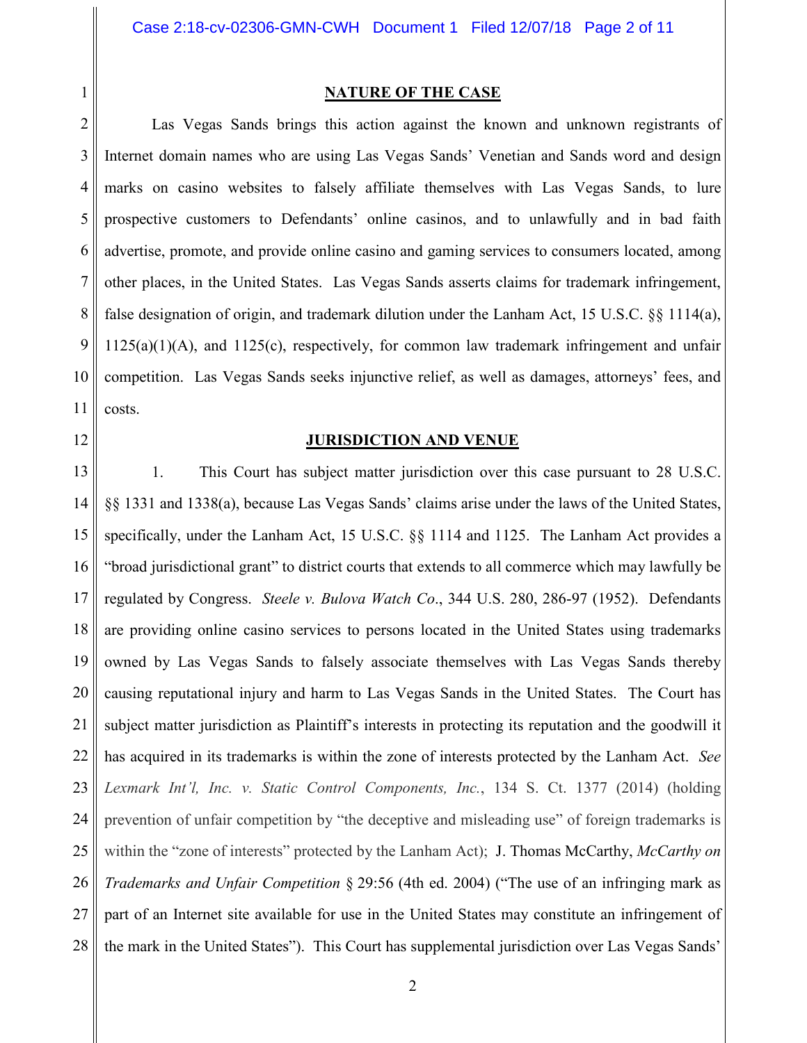## NATURE OF THE CASE

Las Vegas Sands brings this action against the known and unknown registrants of Internet domain names who are using Las Vegas Sands' Venetian and Sands word and design marks on casino websites to falsely affiliate themselves with Las Vegas Sands, to lure prospective customers to Defendants' online casinos, and to unlawfully and in bad faith advertise, promote, and provide online casino and gaming services to consumers located, among other places, in the United States. Las Vegas Sands asserts claims for trademark infringement, false designation of origin, and trademark dilution under the Lanham Act, 15 U.S.C. §§ 1114(a), 1125(a)(1)(A), and 1125(c), respectively, for common law trademark infringement and unfair competition. Las Vegas Sands seeks injunctive relief, as well as damages, attorneys' fees, and costs.

## JURISDICTION AND VENUE

1. This Court has subject matter jurisdiction over this case pursuant to 28 U.S.C. §§ 1331 and 1338(a), because Las Vegas Sands' claims arise under the laws of the United States, specifically, under the Lanham Act, 15 U.S.C. §§ 1114 and 1125. The Lanham Act provides a "broad jurisdictional grant" to district courts that extends to all commerce which may lawfully be regulated by Congress. *Steele v. Bulova Watch Co*., 344 U.S. 280, 286-97 (1952). Defendants are providing online casino services to persons located in the United States using trademarks owned by Las Vegas Sands to falsely associate themselves with Las Vegas Sands thereby causing reputational injury and harm to Las Vegas Sands in the United States. The Court has subject matter jurisdiction as Plaintiff's interests in protecting its reputation and the goodwill it has acquired in its trademarks is within the zone of interests protected by the Lanham Act. *See Lexmark Int'l, Inc. v. Static Control Components, Inc.*, 134 S. Ct. 1377 (2014) (holding prevention of unfair competition by "the deceptive and misleading use" of foreign trademarks is within the "zone of interests" protected by the Lanham Act); J. Thomas McCarthy, *McCarthy on Trademarks and Unfair Competition* § 29:56 (4th ed. 2004) ("The use of an infringing mark as part of an Internet site available for use in the United States may constitute an infringement of the mark in the United States"). This Court has supplemental jurisdiction over Las Vegas Sands'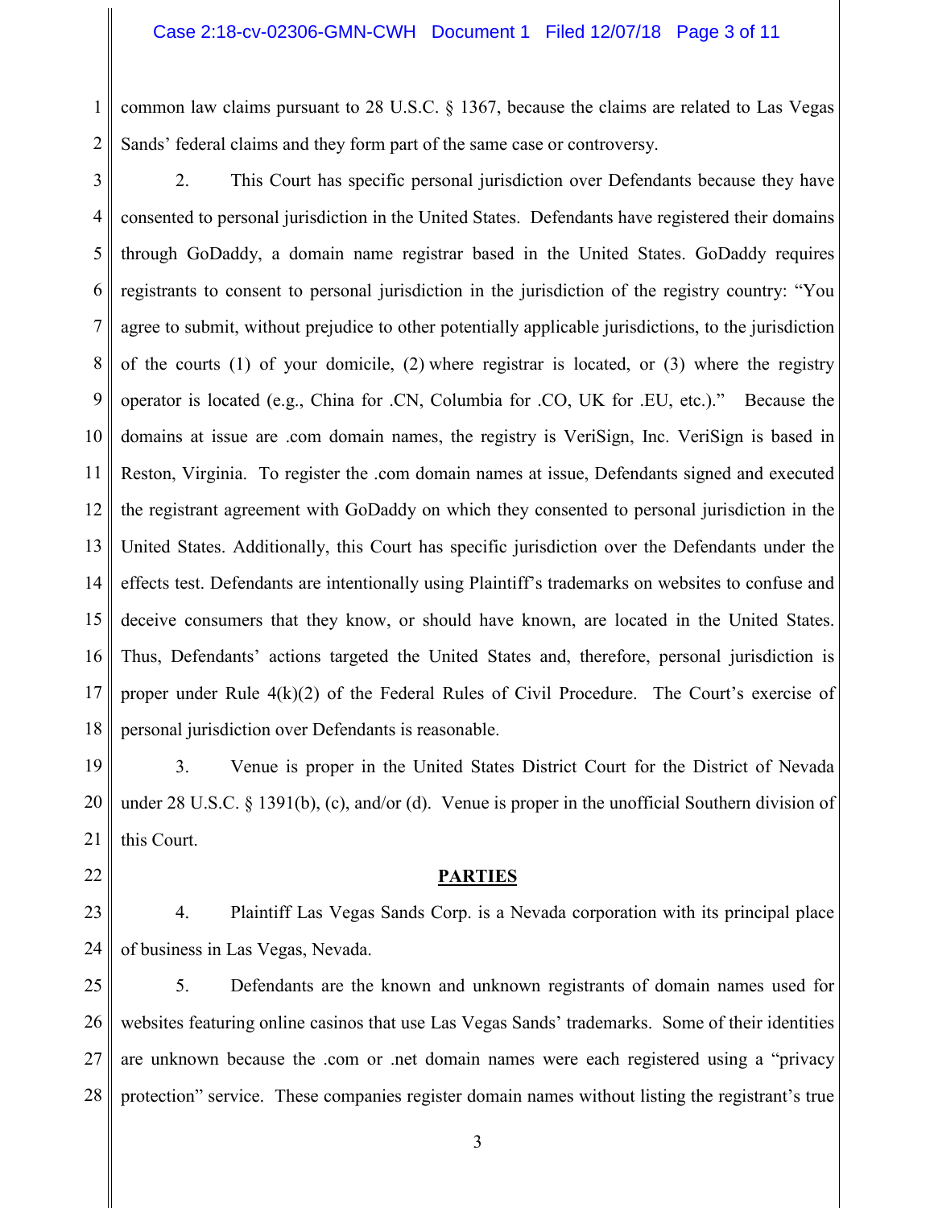common law claims pursuant to 28 U.S.C. § 1367, because the claims are related to Las Vegas Sands' federal claims and they form part of the same case or controversy.

2. This Court has specific personal jurisdiction over Defendants because they have consented to personal jurisdiction in the United States. Defendants have registered their domains through GoDaddy, a domain name registrar based in the United States. GoDaddy requires registrants to consent to personal jurisdiction in the jurisdiction of the registry country: "You agree to submit, without prejudice to other potentially applicable jurisdictions, to the jurisdiction of the courts (1) of your domicile, (2) where registrar is located, or (3) where the registry operator is located (e.g., China for .CN, Columbia for .CO, UK for .EU, etc.)." Because the domains at issue are .com domain names, the registry is VeriSign, Inc. VeriSign is based in Reston, Virginia. To register the .com domain names at issue, Defendants signed and executed the registrant agreement with GoDaddy on which they consented to personal jurisdiction in the United States. Additionally, this Court has specific jurisdiction over the Defendants under the effects test. Defendants are intentionally using Plaintiff's trademarks on websites to confuse and deceive consumers that they know, or should have known, are located in the United States. Thus, Defendants' actions targeted the United States and, therefore, personal jurisdiction is proper under Rule 4(k)(2) of the Federal Rules of Civil Procedure. The Court's exercise of personal jurisdiction over Defendants is reasonable.

3. Venue is proper in the United States District Court for the District of Nevada under 28 U.S.C. § 1391(b), (c), and/or (d). Venue is proper in the unofficial Southern division of this Court.

## PARTIES

4. Plaintiff Las Vegas Sands Corp. is a Nevada corporation with its principal place of business in Las Vegas, Nevada.

5. Defendants are the known and unknown registrants of domain names used for websites featuring online casinos that use Las Vegas Sands' trademarks. Some of their identities are unknown because the .com or .net domain names were each registered using a "privacy protection" service. These companies register domain names without listing the registrant's true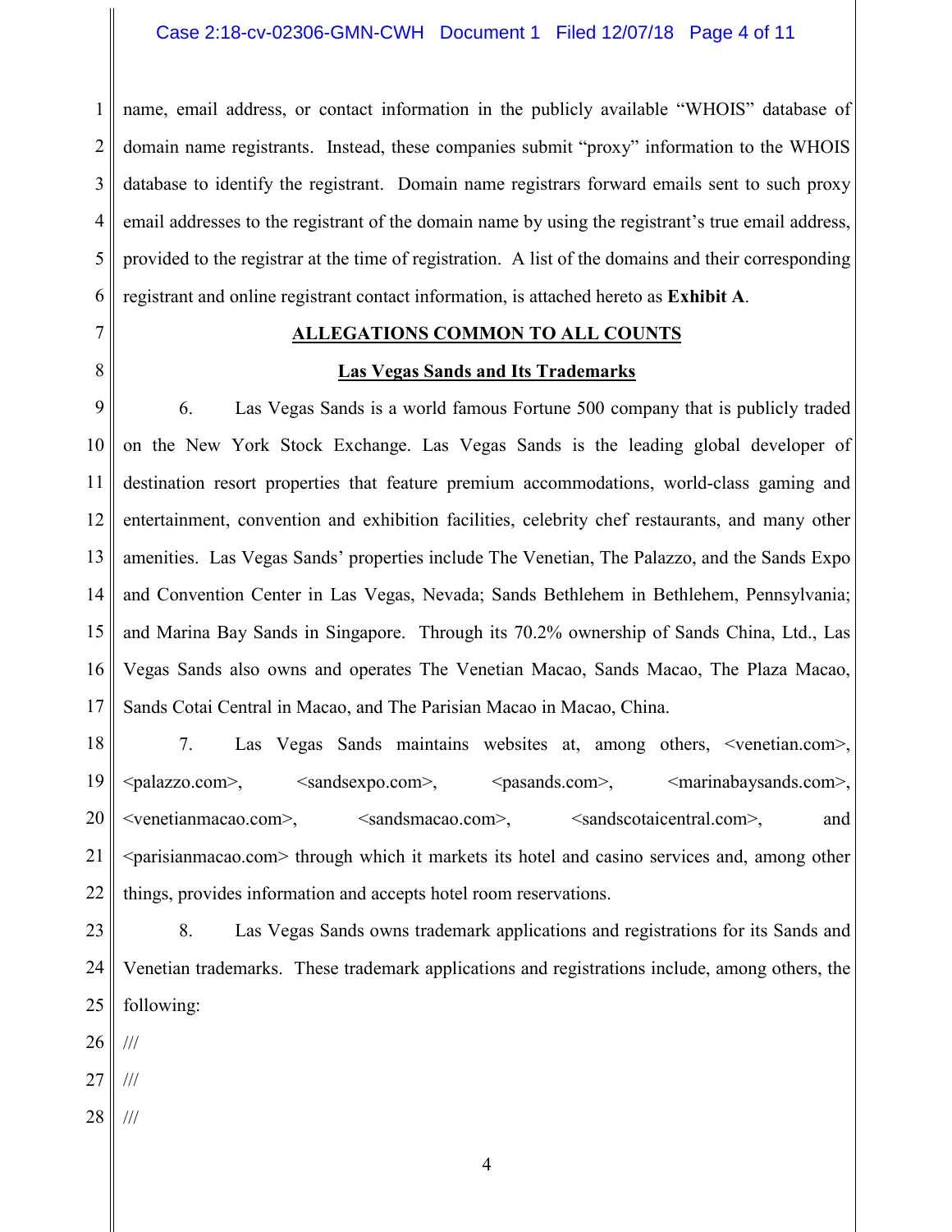name, email address, or contact information in the publicly available "WHOIS" database of domain name registrants. Instead, these companies submit "proxy" information to the WHOIS database to identify the registrant. Domain name registrars forward emails sent to such proxy email addresses to the registrant of the domain name by using the registrant's true email address, provided to the registrar at the time of registration. A list of the domains and their corresponding registrant and online registrant contact information, is attached hereto as **Exhibit A**.

## ALLEGATIONS COMMON TO ALL COUNTS

### Las Vegas Sands and Its Trademarks

6. Las Vegas Sands is a world famous Fortune 500 company that is publicly traded on the New York Stock Exchange. Las Vegas Sands is the leading global developer of destination resort properties that feature premium accommodations, world-class gaming and entertainment, convention and exhibition facilities, celebrity chef restaurants, and many other amenities. Las Vegas Sands' properties include The Venetian, The Palazzo, and the Sands Expo and Convention Center in Las Vegas, Nevada; Sands Bethlehem in Bethlehem, Pennsylvania; and Marina Bay Sands in Singapore. Through its 70.2% ownership of Sands China, Ltd., Las Vegas Sands also owns and operates The Venetian Macao, Sands Macao, The Plaza Macao, Sands Cotai Central in Macao, and The Parisian Macao in Macao, China.

7. Las Vegas Sands maintains websites at, among others, <venetian.com>, <palazzo.com>, <sandsexpo.com>, <pasands.com>, <marinabaysands.com>, <venetianmacao.com>, <sandsmacao.com>, <sandscotaicentral.com>, and <parisianmacao.com> through which it markets its hotel and casino services and, among other things, provides information and accepts hotel room reservations.

8. Las Vegas Sands owns trademark applications and registrations for its Sands and Venetian trademarks. These trademark applications and registrations include, among others, the following:

///

///

///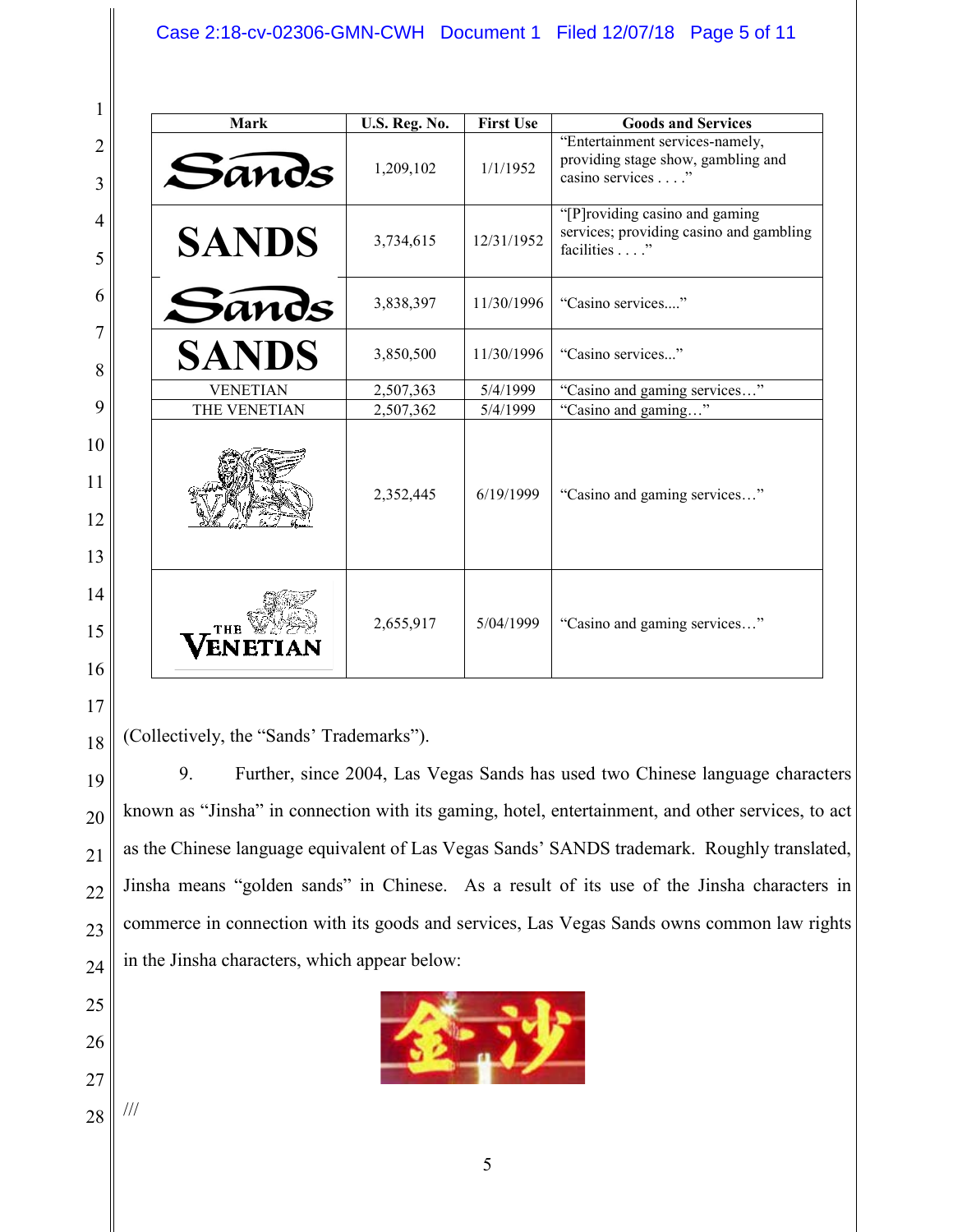| Mark | U.S. Reg. No. | First Use | Goods and Services |
|---|---|---|---|
| Sands | 1,209,102 | 1/1/1952 | "Entertainment services-namely, providing stage show, gambling and casino services . . . ." |
| SANDS | 3,734,615 | 12/31/1952 | "[P]roviding casino and gaming services; providing casino and gambling facilities . . . ." |
| Sands | 3,838,397 | 11/30/1996 | "Casino services...." |
| SANDS | 3,850,500 | 11/30/1996 | "Casino services..." |
| VENETIAN | 2,507,363 | 5/4/1999 | "Casino and gaming services…" |
| THE VENETIAN | 2,507,362 | 5/4/1999 | "Casino and gaming…" |
| | 2,352,445 | 6/19/1999 | "Casino and gaming services…" |
| THE VENETIAN | 2,655,917 | 5/04/1999 | "Casino and gaming services…" |

(Collectively, the "Sands' Trademarks").

9. Further, since 2004, Las Vegas Sands has used two Chinese language characters known as "Jinsha" in connection with its gaming, hotel, entertainment, and other services, to act as the Chinese language equivalent of Las Vegas Sands' SANDS trademark. Roughly translated, Jinsha means "golden sands" in Chinese. As a result of its use of the Jinsha characters in commerce in connection with its goods and services, Las Vegas Sands owns common law rights in the Jinsha characters, which appear below:

金沙

///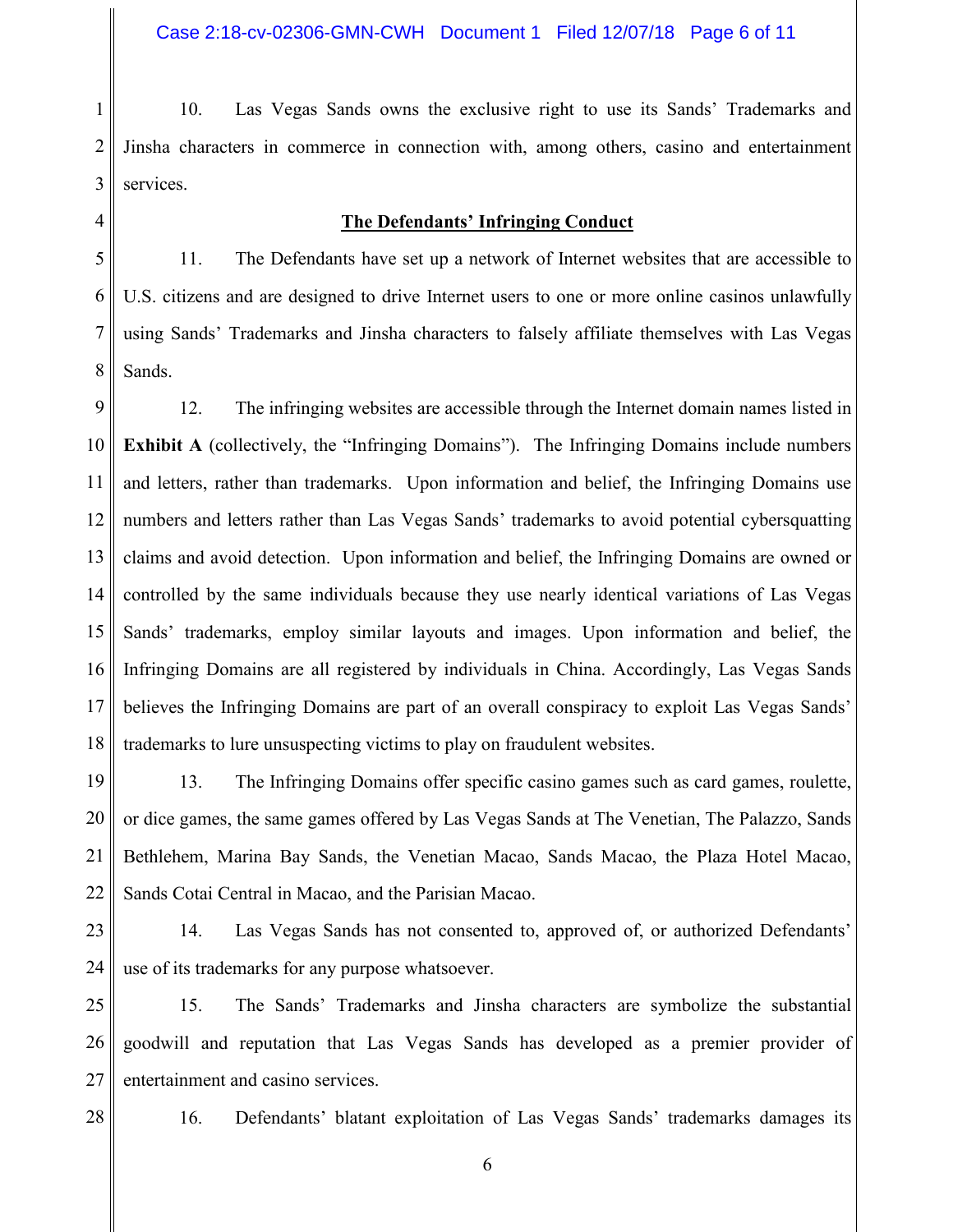10. Las Vegas Sands owns the exclusive right to use its Sands' Trademarks and Jinsha characters in commerce in connection with, among others, casino and entertainment services.

**The Defendants' Infringing Conduct**

11. The Defendants have set up a network of Internet websites that are accessible to U.S. citizens and are designed to drive Internet users to one or more online casinos unlawfully using Sands' Trademarks and Jinsha characters to falsely affiliate themselves with Las Vegas Sands.

12. The infringing websites are accessible through the Internet domain names listed in **Exhibit A** (collectively, the "Infringing Domains"). The Infringing Domains include numbers and letters, rather than trademarks. Upon information and belief, the Infringing Domains use numbers and letters rather than Las Vegas Sands' trademarks to avoid potential cybersquatting claims and avoid detection. Upon information and belief, the Infringing Domains are owned or controlled by the same individuals because they use nearly identical variations of Las Vegas Sands' trademarks, employ similar layouts and images. Upon information and belief, the Infringing Domains are all registered by individuals in China. Accordingly, Las Vegas Sands believes the Infringing Domains are part of an overall conspiracy to exploit Las Vegas Sands' trademarks to lure unsuspecting victims to play on fraudulent websites.

13. The Infringing Domains offer specific casino games such as card games, roulette, or dice games, the same games offered by Las Vegas Sands at The Venetian, The Palazzo, Sands Bethlehem, Marina Bay Sands, the Venetian Macao, Sands Macao, the Plaza Hotel Macao, Sands Cotai Central in Macao, and the Parisian Macao.

14. Las Vegas Sands has not consented to, approved of, or authorized Defendants' use of its trademarks for any purpose whatsoever.

15. The Sands' Trademarks and Jinsha characters are symbolize the substantial goodwill and reputation that Las Vegas Sands has developed as a premier provider of entertainment and casino services.

16. Defendants' blatant exploitation of Las Vegas Sands' trademarks damages its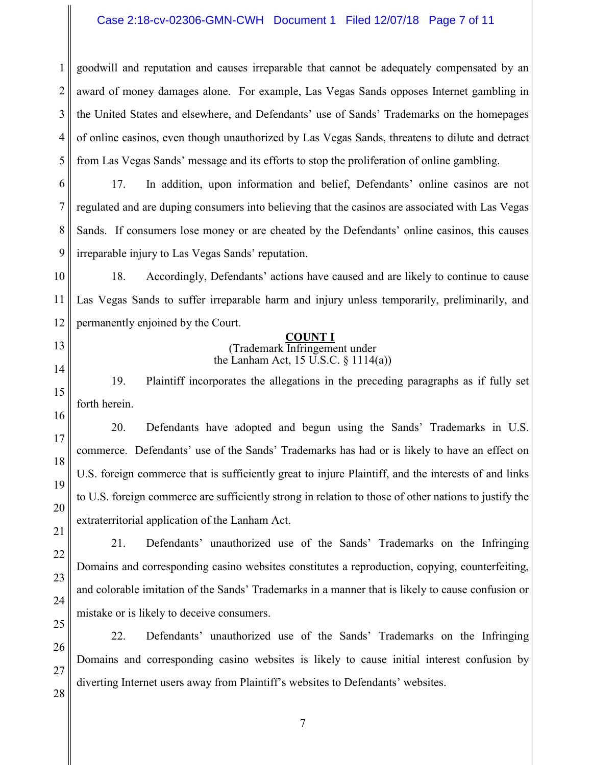goodwill and reputation and causes irreparable that cannot be adequately compensated by an award of money damages alone. For example, Las Vegas Sands opposes Internet gambling in the United States and elsewhere, and Defendants' use of Sands' Trademarks on the homepages of online casinos, even though unauthorized by Las Vegas Sands, threatens to dilute and detract from Las Vegas Sands' message and its efforts to stop the proliferation of online gambling.

17. In addition, upon information and belief, Defendants' online casinos are not regulated and are duping consumers into believing that the casinos are associated with Las Vegas Sands. If consumers lose money or are cheated by the Defendants' online casinos, this causes irreparable injury to Las Vegas Sands' reputation.

18. Accordingly, Defendants' actions have caused and are likely to continue to cause Las Vegas Sands to suffer irreparable harm and injury unless temporarily, preliminarily, and permanently enjoined by the Court.

## **COUNT I**

(Trademark Infringement under the Lanham Act, 15 U.S.C. § 1114(a))

19. Plaintiff incorporates the allegations in the preceding paragraphs as if fully set forth herein.

20. Defendants have adopted and begun using the Sands' Trademarks in U.S. commerce. Defendants' use of the Sands' Trademarks has had or is likely to have an effect on U.S. foreign commerce that is sufficiently great to injure Plaintiff, and the interests of and links to U.S. foreign commerce are sufficiently strong in relation to those of other nations to justify the extraterritorial application of the Lanham Act.

21. Defendants' unauthorized use of the Sands' Trademarks on the Infringing Domains and corresponding casino websites constitutes a reproduction, copying, counterfeiting, and colorable imitation of the Sands' Trademarks in a manner that is likely to cause confusion or mistake or is likely to deceive consumers.

22. Defendants' unauthorized use of the Sands' Trademarks on the Infringing Domains and corresponding casino websites is likely to cause initial interest confusion by diverting Internet users away from Plaintiff's websites to Defendants' websites.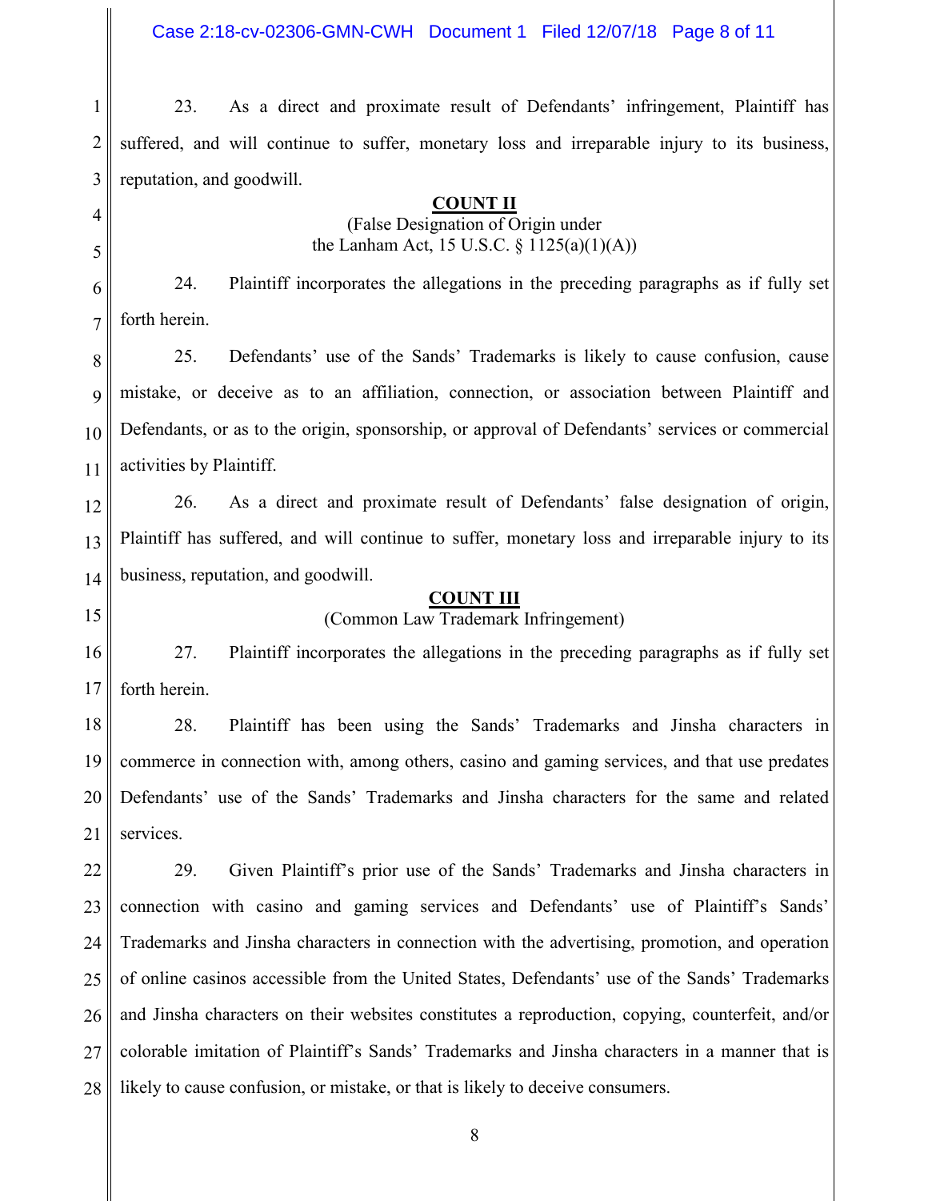23. As a direct and proximate result of Defendants' infringement, Plaintiff has suffered, and will continue to suffer, monetary loss and irreparable injury to its business, reputation, and goodwill.

**COUNT II**

(False Designation of Origin under
the Lanham Act, 15 U.S.C. § 1125(a)(1)(A))

24. Plaintiff incorporates the allegations in the preceding paragraphs as if fully set forth herein.

25. Defendants' use of the Sands' Trademarks is likely to cause confusion, cause mistake, or deceive as to an affiliation, connection, or association between Plaintiff and Defendants, or as to the origin, sponsorship, or approval of Defendants' services or commercial activities by Plaintiff.

26. As a direct and proximate result of Defendants' false designation of origin, Plaintiff has suffered, and will continue to suffer, monetary loss and irreparable injury to its business, reputation, and goodwill.

**COUNT III**

(Common Law Trademark Infringement)

27. Plaintiff incorporates the allegations in the preceding paragraphs as if fully set forth herein.

28. Plaintiff has been using the Sands' Trademarks and Jinsha characters in commerce in connection with, among others, casino and gaming services, and that use predates Defendants' use of the Sands' Trademarks and Jinsha characters for the same and related services.

29. Given Plaintiff's prior use of the Sands' Trademarks and Jinsha characters in connection with casino and gaming services and Defendants' use of Plaintiff's Sands' Trademarks and Jinsha characters in connection with the advertising, promotion, and operation of online casinos accessible from the United States, Defendants' use of the Sands' Trademarks and Jinsha characters on their websites constitutes a reproduction, copying, counterfeit, and/or colorable imitation of Plaintiff's Sands' Trademarks and Jinsha characters in a manner that is likely to cause confusion, or mistake, or that is likely to deceive consumers.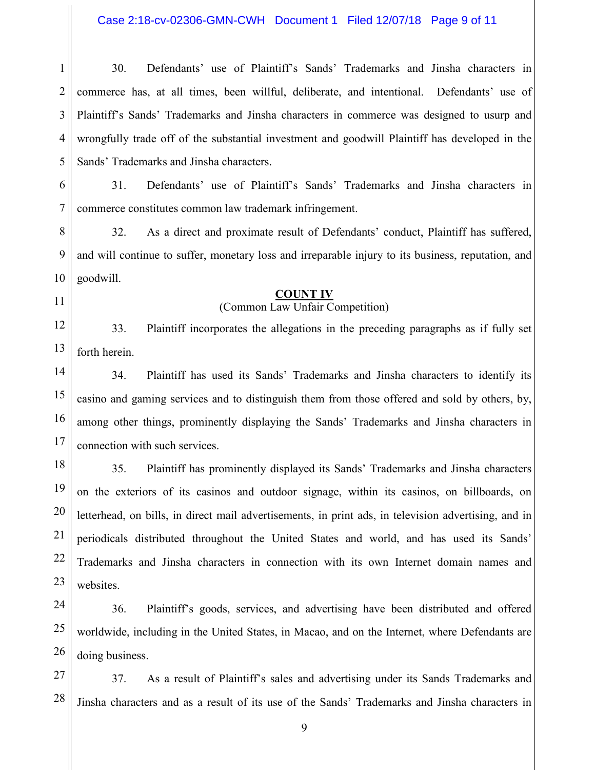30. Defendants' use of Plaintiff's Sands' Trademarks and Jinsha characters in commerce has, at all times, been willful, deliberate, and intentional. Defendants' use of Plaintiff's Sands' Trademarks and Jinsha characters in commerce was designed to usurp and wrongfully trade off of the substantial investment and goodwill Plaintiff has developed in the Sands' Trademarks and Jinsha characters.

31. Defendants' use of Plaintiff's Sands' Trademarks and Jinsha characters in commerce constitutes common law trademark infringement.

32. As a direct and proximate result of Defendants' conduct, Plaintiff has suffered, and will continue to suffer, monetary loss and irreparable injury to its business, reputation, and goodwill.

**COUNT IV**

(Common Law Unfair Competition)

33. Plaintiff incorporates the allegations in the preceding paragraphs as if fully set forth herein.

34. Plaintiff has used its Sands' Trademarks and Jinsha characters to identify its casino and gaming services and to distinguish them from those offered and sold by others, by, among other things, prominently displaying the Sands' Trademarks and Jinsha characters in connection with such services.

35. Plaintiff has prominently displayed its Sands' Trademarks and Jinsha characters on the exteriors of its casinos and outdoor signage, within its casinos, on billboards, on letterhead, on bills, in direct mail advertisements, in print ads, in television advertising, and in periodicals distributed throughout the United States and world, and has used its Sands' Trademarks and Jinsha characters in connection with its own Internet domain names and websites.

36. Plaintiff's goods, services, and advertising have been distributed and offered worldwide, including in the United States, in Macao, and on the Internet, where Defendants are doing business.

37. As a result of Plaintiff's sales and advertising under its Sands Trademarks and Jinsha characters and as a result of its use of the Sands' Trademarks and Jinsha characters in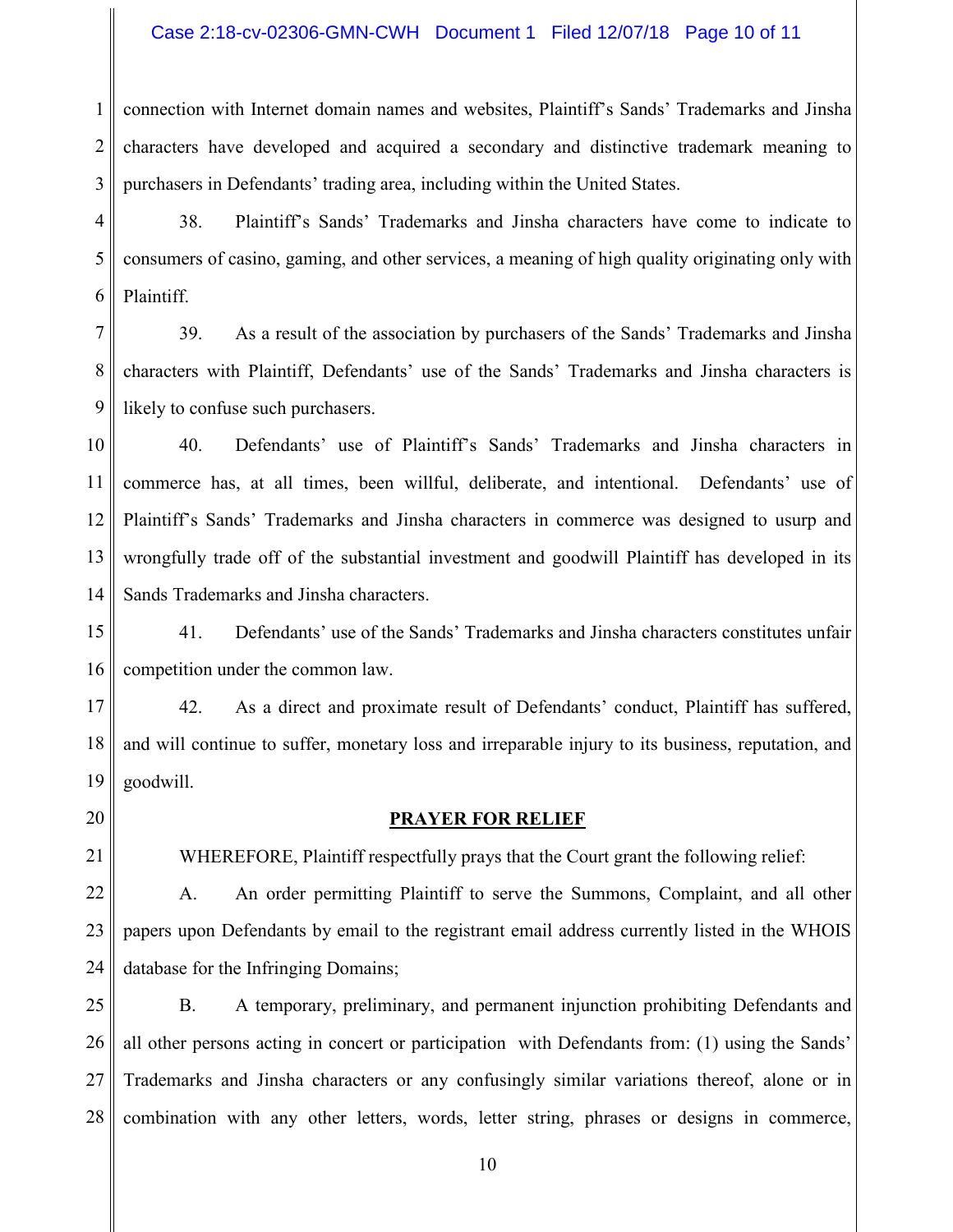connection with Internet domain names and websites, Plaintiff's Sands' Trademarks and Jinsha characters have developed and acquired a secondary and distinctive trademark meaning to purchasers in Defendants' trading area, including within the United States.

38. Plaintiff's Sands' Trademarks and Jinsha characters have come to indicate to consumers of casino, gaming, and other services, a meaning of high quality originating only with Plaintiff.

39. As a result of the association by purchasers of the Sands' Trademarks and Jinsha characters with Plaintiff, Defendants' use of the Sands' Trademarks and Jinsha characters is likely to confuse such purchasers.

40. Defendants' use of Plaintiff's Sands' Trademarks and Jinsha characters in commerce has, at all times, been willful, deliberate, and intentional. Defendants' use of Plaintiff's Sands' Trademarks and Jinsha characters in commerce was designed to usurp and wrongfully trade off of the substantial investment and goodwill Plaintiff has developed in its Sands Trademarks and Jinsha characters.

41. Defendants' use of the Sands' Trademarks and Jinsha characters constitutes unfair competition under the common law.

42. As a direct and proximate result of Defendants' conduct, Plaintiff has suffered, and will continue to suffer, monetary loss and irreparable injury to its business, reputation, and goodwill.

## PRAYER FOR RELIEF

WHEREFORE, Plaintiff respectfully prays that the Court grant the following relief:

A. An order permitting Plaintiff to serve the Summons, Complaint, and all other papers upon Defendants by email to the registrant email address currently listed in the WHOIS database for the Infringing Domains;

B. A temporary, preliminary, and permanent injunction prohibiting Defendants and all other persons acting in concert or participation with Defendants from: (1) using the Sands' Trademarks and Jinsha characters or any confusingly similar variations thereof, alone or in combination with any other letters, words, letter string, phrases or designs in commerce,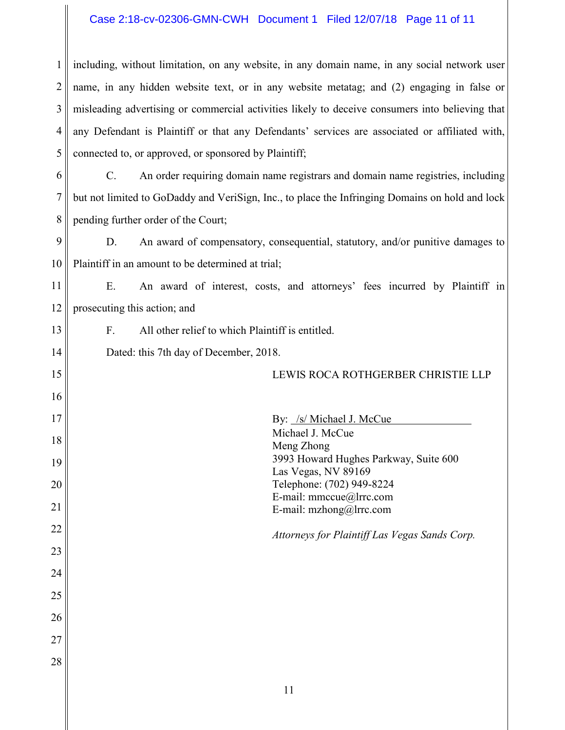including, without limitation, on any website, in any domain name, in any social network user name, in any hidden website text, or in any website metatag; and (2) engaging in false or misleading advertising or commercial activities likely to deceive consumers into believing that any Defendant is Plaintiff or that any Defendants' services are associated or affiliated with, connected to, or approved, or sponsored by Plaintiff;

C. An order requiring domain name registrars and domain name registries, including but not limited to GoDaddy and VeriSign, Inc., to place the Infringing Domains on hold and lock pending further order of the Court;

D. An award of compensatory, consequential, statutory, and/or punitive damages to Plaintiff in an amount to be determined at trial;

E. An award of interest, costs, and attorneys' fees incurred by Plaintiff in prosecuting this action; and

F. All other relief to which Plaintiff is entitled.

Dated: this 7th day of December, 2018.

LEWIS ROCA ROTHGERBER CHRISTIE LLP

By: /s/ Michael J. McCue
Michael J. McCue
Meng Zhong
3993 Howard Hughes Parkway, Suite 600
Las Vegas, NV 89169
Telephone: (702) 949-8224
E-mail: mmccue@lrrc.com
E-mail: mzhong@lrrc.com

*Attorneys for Plaintiff Las Vegas Sands Corp.*